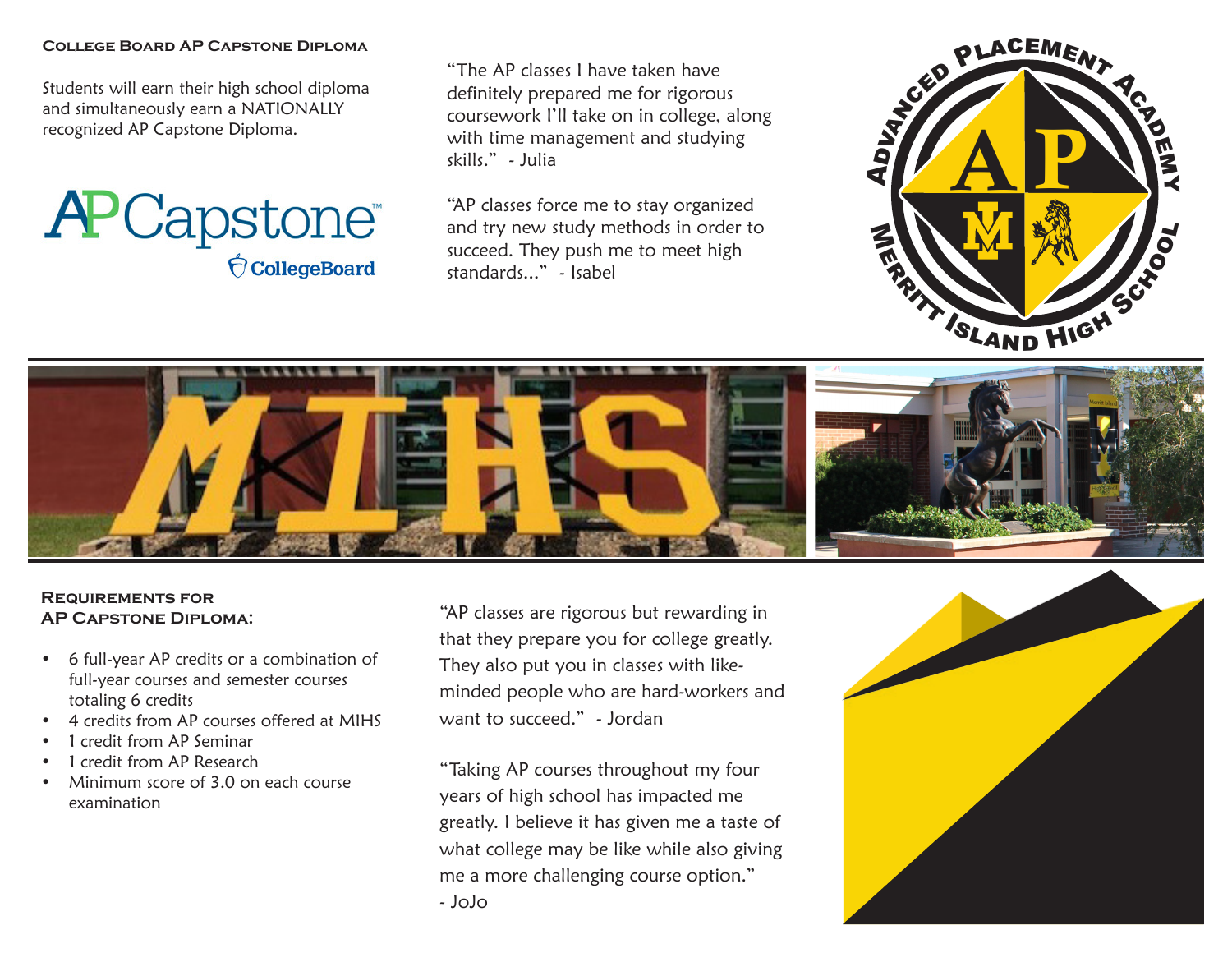## College Board AP Capstone Diploma

Students will earn their high school diploma and simultaneously earn a NATIONALLY recognized AP Capstone Diploma.

AP Capstone™ CollegeBoard

"The AP classes I have taken have definitely prepared me for rigorous coursework I'll take on in college, along with time management and studying skills." - Julia

"AP classes force me to stay organized and try new study methods in order to succeed. They push me to meet high standards..." - Isabel

Advanced Placement Academy — Merritt Island High School

## Requirements for AP Capstone Diploma:

- 6 full-year AP credits or a combination of full-year courses and semester courses totaling 6 credits
- 4 credits from AP courses offered at MIHS
- 1 credit from AP Seminar
- 1 credit from AP Research
- Minimum score of 3.0 on each course examination

"AP classes are rigorous but rewarding in that they prepare you for college greatly. They also put you in classes with like-minded people who are hard-workers and want to succeed." - Jordan

"Taking AP courses throughout my four years of high school has impacted me greatly. I believe it has given me a taste of what college may be like while also giving me a more challenging course option."
- JoJo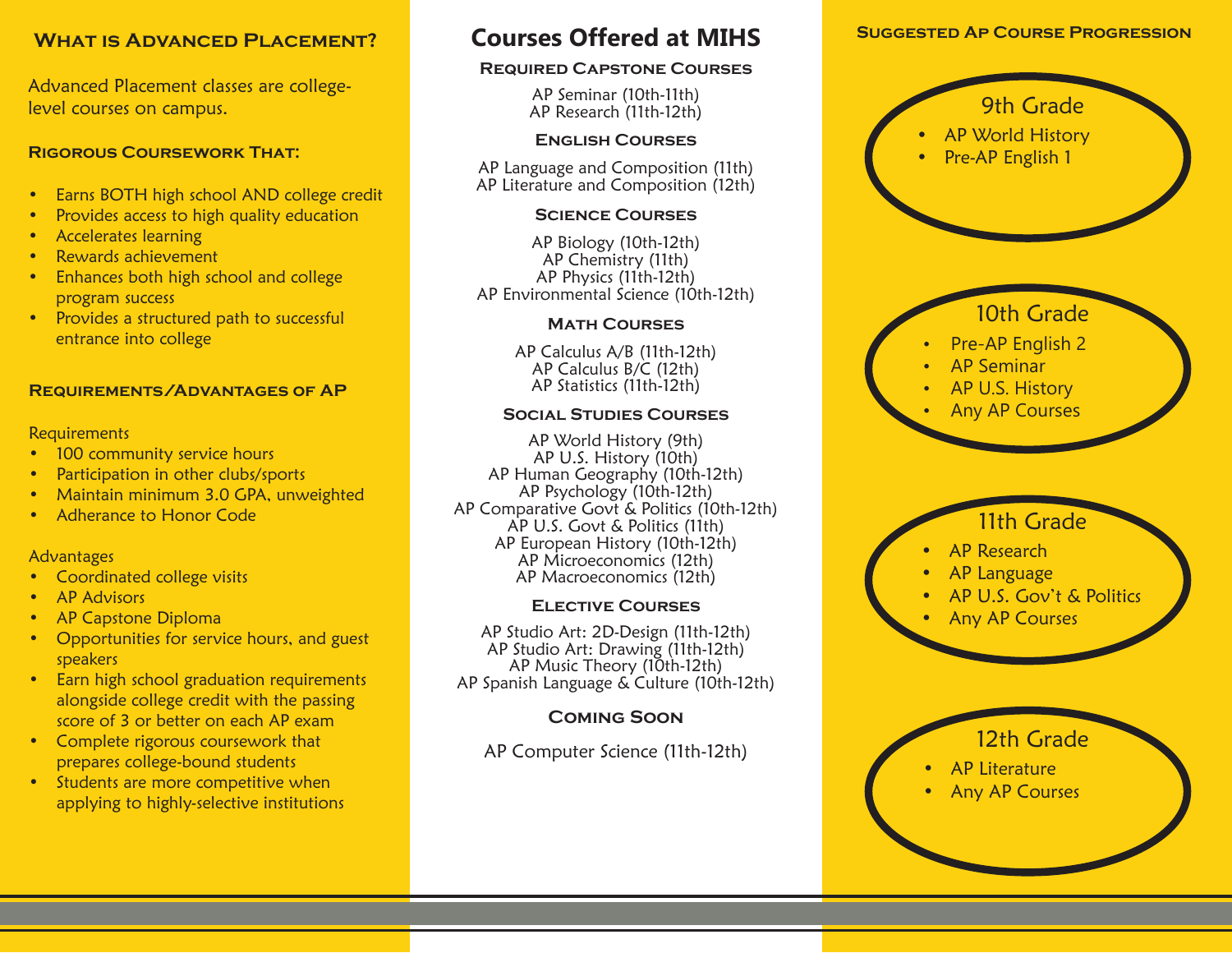## What is Advanced Placement?

Advanced Placement classes are college-level courses on campus.

### Rigorous Coursework That:

- Earns BOTH high school AND college credit
- Provides access to high quality education
- Accelerates learning
- Rewards achievement
- Enhances both high school and college program success
- Provides a structured path to successful entrance into college

### Requirements/Advantages of AP

Requirements

- 100 community service hours
- Participation in other clubs/sports
- Maintain minimum 3.0 GPA, unweighted
- Adherance to Honor Code

Advantages

- Coordinated college visits
- AP Advisors
- AP Capstone Diploma
- Opportunities for service hours, and guest speakers
- Earn high school graduation requirements alongside college credit with the passing score of 3 or better on each AP exam
- Complete rigorous coursework that prepares college-bound students
- Students are more competitive when applying to highly-selective institutions

# Courses Offered at MIHS

### Required Capstone Courses

AP Seminar (10th-11th)
AP Research (11th-12th)

### English Courses

AP Language and Composition (11th)
AP Literature and Composition (12th)

### Science Courses

AP Biology (10th-12th)
AP Chemistry (11th)
AP Physics (11th-12th)
AP Environmental Science (10th-12th)

### Math Courses

AP Calculus A/B (11th-12th)
AP Calculus B/C (12th)
AP Statistics (11th-12th)

### Social Studies Courses

AP World History (9th)
AP U.S. History (10th)
AP Human Geography (10th-12th)
AP Psychology (10th-12th)
AP Comparative Govt & Politics (10th-12th)
AP U.S. Govt & Politics (11th)
AP European History (10th-12th)
AP Microeconomics (12th)
AP Macroeconomics (12th)

### Elective Courses

AP Studio Art: 2D-Design (11th-12th)
AP Studio Art: Drawing (11th-12th)
AP Music Theory (10th-12th)
AP Spanish Language & Culture (10th-12th)

### Coming Soon

AP Computer Science (11th-12th)

## Suggested AP Course Progression

**9th Grade**

- AP World History
- Pre-AP English 1

**10th Grade**

- Pre-AP English 2
- AP Seminar
- AP U.S. History
- Any AP Courses

**11th Grade**

- AP Research
- AP Language
- AP U.S. Gov't & Politics
- Any AP Courses

**12th Grade**

- AP Literature
- Any AP Courses